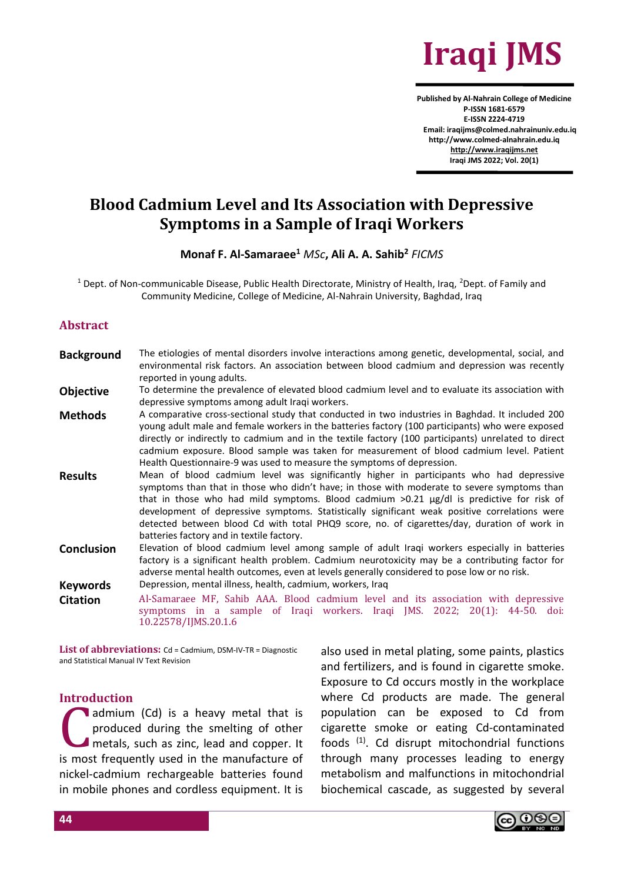# Blood Cadmium Level and Its Association with Depressive Symptoms in a Sample of Iraqi Workers

**Monaf F. Al-Samaraee**[1] *MSc*, **Ali A. A. Sahib**[2] *FICMS*

[1] Dept. of Non-communicable Disease, Public Health Directorate, Ministry of Health, Iraq, [2]Dept. of Family and Community Medicine, College of Medicine, Al-Nahrain University, Baghdad, Iraq

## Abstract

**Background** The etiologies of mental disorders involve interactions among genetic, developmental, social, and environmental risk factors. An association between blood cadmium and depression was recently reported in young adults.

**Objective** To determine the prevalence of elevated blood cadmium level and to evaluate its association with depressive symptoms among adult Iraqi workers.

**Methods** A comparative cross-sectional study that conducted in two industries in Baghdad. It included 200 young adult male and female workers in the batteries factory (100 participants) who were exposed directly or indirectly to cadmium and in the textile factory (100 participants) unrelated to direct cadmium exposure. Blood sample was taken for measurement of blood cadmium level. Patient Health Questionnaire-9 was used to measure the symptoms of depression.

**Results** Mean of blood cadmium level was significantly higher in participants who had depressive symptoms than that in those who didn't have; in those with moderate to severe symptoms than that in those who had mild symptoms. Blood cadmium >0.21 μg/dl is predictive for risk of development of depressive symptoms. Statistically significant weak positive correlations were detected between blood Cd with total PHQ9 score, no. of cigarettes/day, duration of work in batteries factory and in textile factory.

**Conclusion** Elevation of blood cadmium level among sample of adult Iraqi workers especially in batteries factory is a significant health problem. Cadmium neurotoxicity may be a contributing factor for adverse mental health outcomes, even at levels generally considered to pose low or no risk.

**Keywords** Depression, mental illness, health, cadmium, workers, Iraq

**Citation** Al-Samaraee MF, Sahib AAA. Blood cadmium level and its association with depressive symptoms in a sample of Iraqi workers. Iraqi JMS. 2022; 20(1): 44-50. doi: 10.22578/IJMS.20.1.6

**List of abbreviations:** Cd = Cadmium, DSM-IV-TR = Diagnostic and Statistical Manual IV Text Revision

## Introduction

Cadmium (Cd) is a heavy metal that is produced during the smelting of other metals, such as zinc, lead and copper. It is most frequently used in the manufacture of nickel-cadmium rechargeable batteries found in mobile phones and cordless equipment. It is also used in metal plating, some paints, plastics and fertilizers, and is found in cigarette smoke. Exposure to Cd occurs mostly in the workplace where Cd products are made. The general population can be exposed to Cd from cigarette smoke or eating Cd-contaminated foods [1]. Cd disrupt mitochondrial functions through many processes leading to energy metabolism and malfunctions in mitochondrial biochemical cascade, as suggested by several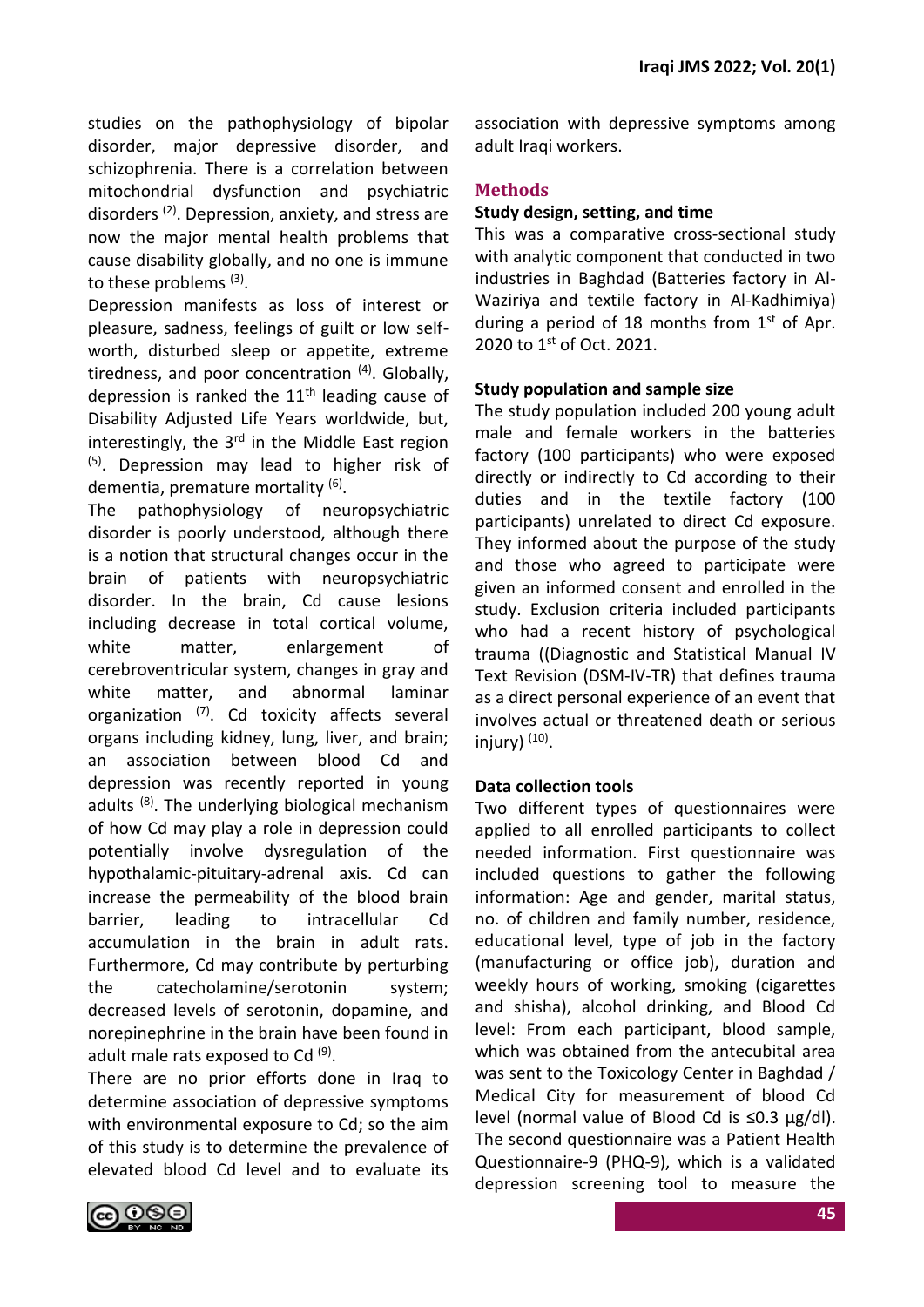studies on the pathophysiology of bipolar disorder, major depressive disorder, and schizophrenia. There is a correlation between mitochondrial dysfunction and psychiatric disorders [2]. Depression, anxiety, and stress are now the major mental health problems that cause disability globally, and no one is immune to these problems [3].

Depression manifests as loss of interest or pleasure, sadness, feelings of guilt or low self-worth, disturbed sleep or appetite, extreme tiredness, and poor concentration [4]. Globally, depression is ranked the 11th leading cause of Disability Adjusted Life Years worldwide, but, interestingly, the 3rd in the Middle East region [5]. Depression may lead to higher risk of dementia, premature mortality [6].

The pathophysiology of neuropsychiatric disorder is poorly understood, although there is a notion that structural changes occur in the brain of patients with neuropsychiatric disorder. In the brain, Cd cause lesions including decrease in total cortical volume, white matter, enlargement of cerebroventricular system, changes in gray and white matter, and abnormal laminar organization [7]. Cd toxicity affects several organs including kidney, lung, liver, and brain; an association between blood Cd and depression was recently reported in young adults [8]. The underlying biological mechanism of how Cd may play a role in depression could potentially involve dysregulation of the hypothalamic-pituitary-adrenal axis. Cd can increase the permeability of the blood brain barrier, leading to intracellular Cd accumulation in the brain in adult rats. Furthermore, Cd may contribute by perturbing the catecholamine/serotonin system; decreased levels of serotonin, dopamine, and norepinephrine in the brain have been found in adult male rats exposed to Cd [9].

There are no prior efforts done in Iraq to determine association of depressive symptoms with environmental exposure to Cd; so the aim of this study is to determine the prevalence of elevated blood Cd level and to evaluate its association with depressive symptoms among adult Iraqi workers.

## Methods

### Study design, setting, and time

This was a comparative cross-sectional study with analytic component that conducted in two industries in Baghdad (Batteries factory in Al-Waziriya and textile factory in Al-Kadhimiya) during a period of 18 months from 1st of Apr. 2020 to 1st of Oct. 2021.

### Study population and sample size

The study population included 200 young adult male and female workers in the batteries factory (100 participants) who were exposed directly or indirectly to Cd according to their duties and in the textile factory (100 participants) unrelated to direct Cd exposure. They informed about the purpose of the study and those who agreed to participate were given an informed consent and enrolled in the study. Exclusion criteria included participants who had a recent history of psychological trauma ((Diagnostic and Statistical Manual IV Text Revision (DSM-IV-TR) that defines trauma as a direct personal experience of an event that involves actual or threatened death or serious injury) [10].

### Data collection tools

Two different types of questionnaires were applied to all enrolled participants to collect needed information. First questionnaire was included questions to gather the following information: Age and gender, marital status, no. of children and family number, residence, educational level, type of job in the factory (manufacturing or office job), duration and weekly hours of working, smoking (cigarettes and shisha), alcohol drinking, and Blood Cd level: From each participant, blood sample, which was obtained from the antecubital area was sent to the Toxicology Center in Baghdad / Medical City for measurement of blood Cd level (normal value of Blood Cd is ≤0.3 µg/dl). The second questionnaire was a Patient Health Questionnaire-9 (PHQ-9), which is a validated depression screening tool to measure the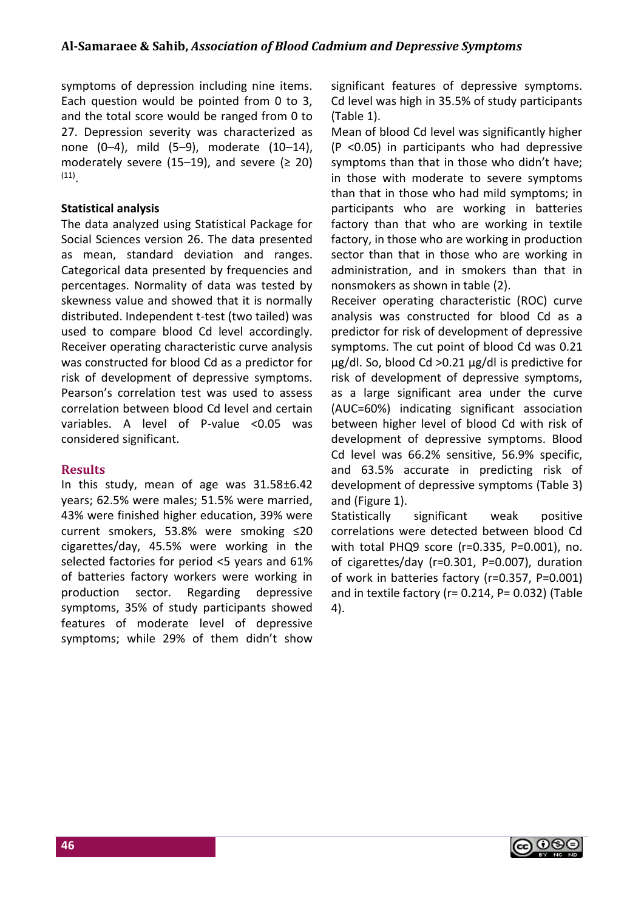symptoms of depression including nine items. Each question would be pointed from 0 to 3, and the total score would be ranged from 0 to 27. Depression severity was characterized as none (0–4), mild (5–9), moderate (10–14), moderately severe (15–19), and severe (≥ 20) [11].

**Statistical analysis**

The data analyzed using Statistical Package for Social Sciences version 26. The data presented as mean, standard deviation and ranges. Categorical data presented by frequencies and percentages. Normality of data was tested by skewness value and showed that it is normally distributed. Independent t-test (two tailed) was used to compare blood Cd level accordingly. Receiver operating characteristic curve analysis was constructed for blood Cd as a predictor for risk of development of depressive symptoms. Pearson's correlation test was used to assess correlation between blood Cd level and certain variables. A level of P-value <0.05 was considered significant.

## Results

In this study, mean of age was 31.58±6.42 years; 62.5% were males; 51.5% were married, 43% were finished higher education, 39% were current smokers, 53.8% were smoking ≤20 cigarettes/day, 45.5% were working in the selected factories for period <5 years and 61% of batteries factory workers were working in production sector. Regarding depressive symptoms, 35% of study participants showed features of moderate level of depressive symptoms; while 29% of them didn't show significant features of depressive symptoms. Cd level was high in 35.5% of study participants (Table 1).

Mean of blood Cd level was significantly higher (P <0.05) in participants who had depressive symptoms than that in those who didn't have; in those with moderate to severe symptoms than that in those who had mild symptoms; in participants who are working in batteries factory than that who are working in textile factory, in those who are working in production sector than that in those who are working in administration, and in smokers than that in nonsmokers as shown in table (2).

Receiver operating characteristic (ROC) curve analysis was constructed for blood Cd as a predictor for risk of development of depressive symptoms. The cut point of blood Cd was 0.21 µg/dl. So, blood Cd >0.21 µg/dl is predictive for risk of development of depressive symptoms, as a large significant area under the curve (AUC=60%) indicating significant association between higher level of blood Cd with risk of development of depressive symptoms. Blood Cd level was 66.2% sensitive, 56.9% specific, and 63.5% accurate in predicting risk of development of depressive symptoms (Table 3) and (Figure 1).

Statistically significant weak positive correlations were detected between blood Cd with total PHQ9 score (r=0.335, P=0.001), no. of cigarettes/day (r=0.301, P=0.007), duration of work in batteries factory (r=0.357, P=0.001) and in textile factory (r= 0.214, P= 0.032) (Table 4).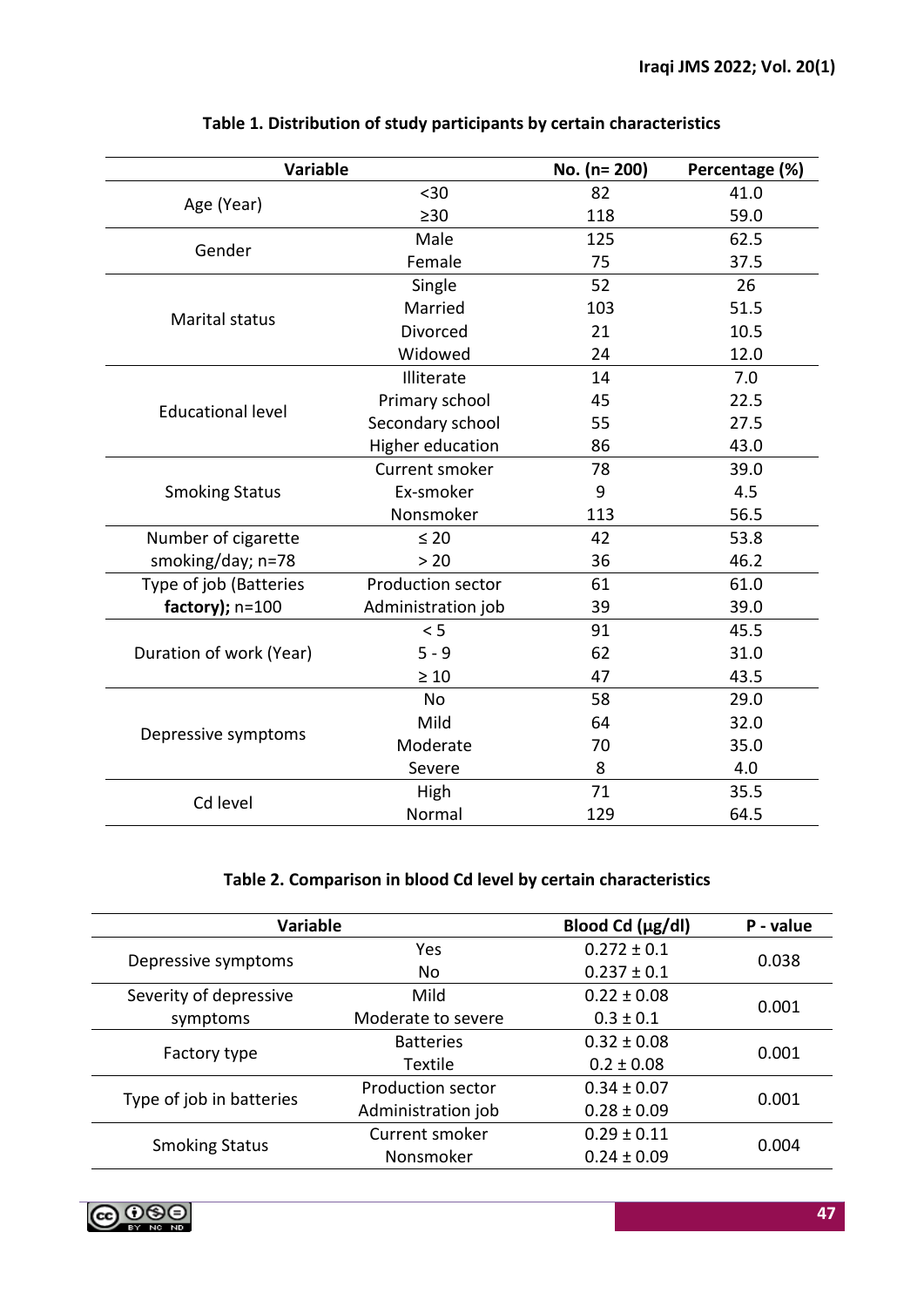**Table 1. Distribution of study participants by certain characteristics**

| Variable | | No. (n= 200) | Percentage (%) |
|---|---|---|---|
| Age (Year) | <30 | 82 | 41.0 |
| | ≥30 | 118 | 59.0 |
| Gender | Male | 125 | 62.5 |
| | Female | 75 | 37.5 |
| Marital status | Single | 52 | 26 |
| | Married | 103 | 51.5 |
| | Divorced | 21 | 10.5 |
| | Widowed | 24 | 12.0 |
| Educational level | Illiterate | 14 | 7.0 |
| | Primary school | 45 | 22.5 |
| | Secondary school | 55 | 27.5 |
| | Higher education | 86 | 43.0 |
| Smoking Status | Current smoker | 78 | 39.0 |
| | Ex-smoker | 9 | 4.5 |
| | Nonsmoker | 113 | 56.5 |
| Number of cigarette smoking/day; n=78 | ≤ 20 | 42 | 53.8 |
| | > 20 | 36 | 46.2 |
| Type of job (Batteries **factory)**; n=100 | Production sector | 61 | 61.0 |
| | Administration job | 39 | 39.0 |
| Duration of work (Year) | < 5 | 91 | 45.5 |
| | 5 - 9 | 62 | 31.0 |
| | ≥ 10 | 47 | 43.5 |
| Depressive symptoms | No | 58 | 29.0 |
| | Mild | 64 | 32.0 |
| | Moderate | 70 | 35.0 |
| | Severe | 8 | 4.0 |
| Cd level | High | 71 | 35.5 |
| | Normal | 129 | 64.5 |

**Table 2. Comparison in blood Cd level by certain characteristics**

| Variable | | Blood Cd (µg/dl) | P - value |
|---|---|---|---|
| Depressive symptoms | Yes | 0.272 ± 0.1 | 0.038 |
| | No | 0.237 ± 0.1 | |
| Severity of depressive symptoms | Mild | 0.22 ± 0.08 | 0.001 |
| | Moderate to severe | 0.3 ± 0.1 | |
| Factory type | Batteries | 0.32 ± 0.08 | 0.001 |
| | Textile | 0.2 ± 0.08 | |
| Type of job in batteries | Production sector | 0.34 ± 0.07 | 0.001 |
| | Administration job | 0.28 ± 0.09 | |
| Smoking Status | Current smoker | 0.29 ± 0.11 | 0.004 |
| | Nonsmoker | 0.24 ± 0.09 | |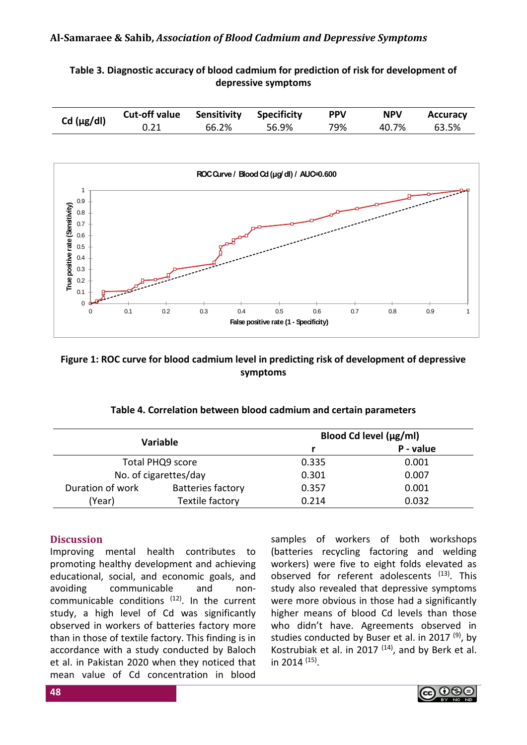**Table 3. Diagnostic accuracy of blood cadmium for prediction of risk for development of depressive symptoms**

| Cd (µg/dl) | Cut-off value | Sensitivity | Specificity | PPV | NPV | Accuracy |
|---|---|---|---|---|---|---|
| | 0.21 | 66.2% | 56.9% | 79% | 40.7% | 63.5% |

**Figure 1: ROC curve for blood cadmium level in predicting risk of development of depressive symptoms**

**Table 4. Correlation between blood cadmium and certain parameters**

| Variable | | Blood Cd level (µg/ml) | |
|---|---|---|---|
| | | r | P - value |
| Total PHQ9 score | | 0.335 | 0.001 |
| No. of cigarettes/day | | 0.301 | 0.007 |
| Duration of work (Year) | Batteries factory | 0.357 | 0.001 |
| | Textile factory | 0.214 | 0.032 |

## Discussion

Improving mental health contributes to promoting healthy development and achieving educational, social, and economic goals, and avoiding communicable and non-communicable conditions [12]. In the current study, a high level of Cd was significantly observed in workers of batteries factory more than in those of textile factory. This finding is in accordance with a study conducted by Baloch et al. in Pakistan 2020 when they noticed that mean value of Cd concentration in blood samples of workers of both workshops (batteries recycling factoring and welding workers) were five to eight folds elevated as observed for referent adolescents [13]. This study also revealed that depressive symptoms were more obvious in those had a significantly higher means of blood Cd levels than those who didn't have. Agreements observed in studies conducted by Buser et al. in 2017 [9], by Kostrubiak et al. in 2017 [14], and by Berk et al. in 2014 [15].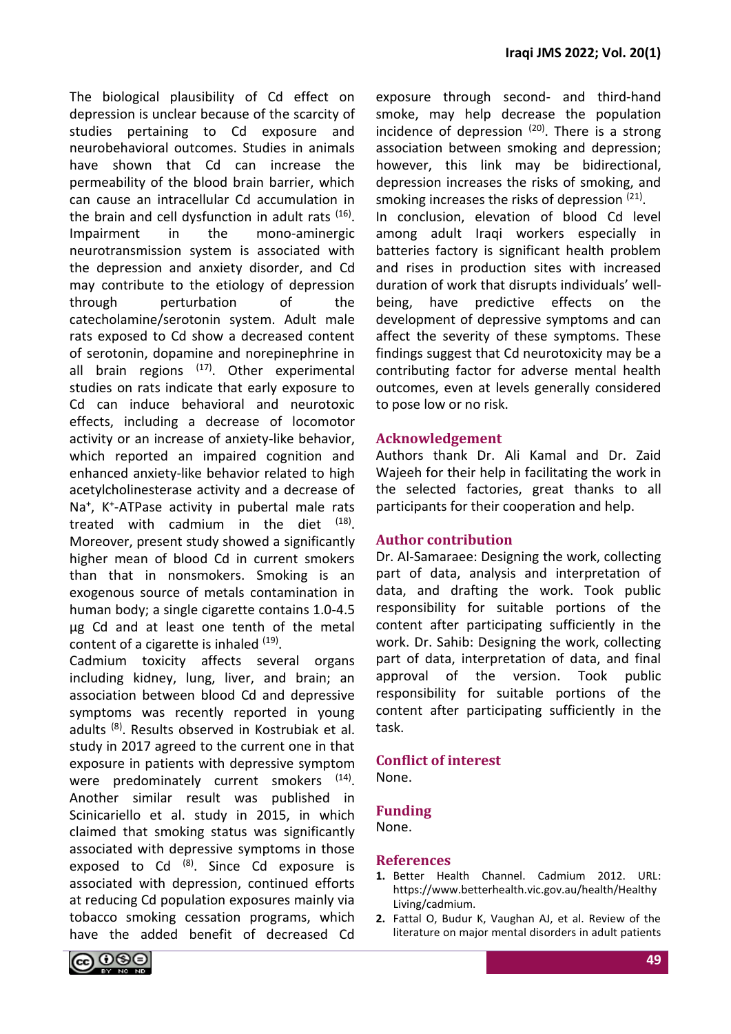The biological plausibility of Cd effect on depression is unclear because of the scarcity of studies pertaining to Cd exposure and neurobehavioral outcomes. Studies in animals have shown that Cd can increase the permeability of the blood brain barrier, which can cause an intracellular Cd accumulation in the brain and cell dysfunction in adult rats [16]. Impairment in the mono-aminergic neurotransmission system is associated with the depression and anxiety disorder, and Cd may contribute to the etiology of depression through perturbation of the catecholamine/serotonin system. Adult male rats exposed to Cd show a decreased content of serotonin, dopamine and norepinephrine in all brain regions [17]. Other experimental studies on rats indicate that early exposure to Cd can induce behavioral and neurotoxic effects, including a decrease of locomotor activity or an increase of anxiety-like behavior, which reported an impaired cognition and enhanced anxiety-like behavior related to high acetylcholinesterase activity and a decrease of $Na^{+}$, $K^{+}$-ATPase activity in pubertal male rats treated with cadmium in the diet [18]. Moreover, present study showed a significantly higher mean of blood Cd in current smokers than that in nonsmokers. Smoking is an exogenous source of metals contamination in human body; a single cigarette contains 1.0-4.5 µg Cd and at least one tenth of the metal content of a cigarette is inhaled [19].

Cadmium toxicity affects several organs including kidney, lung, liver, and brain; an association between blood Cd and depressive symptoms was recently reported in young adults [8]. Results observed in Kostrubiak et al. study in 2017 agreed to the current one in that exposure in patients with depressive symptom were predominately current smokers [14]. Another similar result was published in Scinicariello et al. study in 2015, in which claimed that smoking status was significantly associated with depressive symptoms in those exposed to Cd [8]. Since Cd exposure is associated with depression, continued efforts at reducing Cd population exposures mainly via tobacco smoking cessation programs, which have the added benefit of decreased Cd exposure through second- and third-hand smoke, may help decrease the population incidence of depression [20]. There is a strong association between smoking and depression; however, this link may be bidirectional, depression increases the risks of smoking, and smoking increases the risks of depression [21].

In conclusion, elevation of blood Cd level among adult Iraqi workers especially in batteries factory is significant health problem and rises in production sites with increased duration of work that disrupts individuals' well-being, have predictive effects on the development of depressive symptoms and can affect the severity of these symptoms. These findings suggest that Cd neurotoxicity may be a contributing factor for adverse mental health outcomes, even at levels generally considered to pose low or no risk.

## Acknowledgement

Authors thank Dr. Ali Kamal and Dr. Zaid Wajeeh for their help in facilitating the work in the selected factories, great thanks to all participants for their cooperation and help.

## Author contribution

Dr. Al-Samaraee: Designing the work, collecting part of data, analysis and interpretation of data, and drafting the work. Took public responsibility for suitable portions of the content after participating sufficiently in the work. Dr. Sahib: Designing the work, collecting part of data, interpretation of data, and final approval of the version. Took public responsibility for suitable portions of the content after participating sufficiently in the task.

## Conflict of interest

None.

## Funding

None.

## References

1. Better Health Channel. Cadmium 2012. URL: https://www.betterhealth.vic.gov.au/health/HealthyLiving/cadmium.
2. Fattal O, Budur K, Vaughan AJ, et al. Review of the literature on major mental disorders in adult patients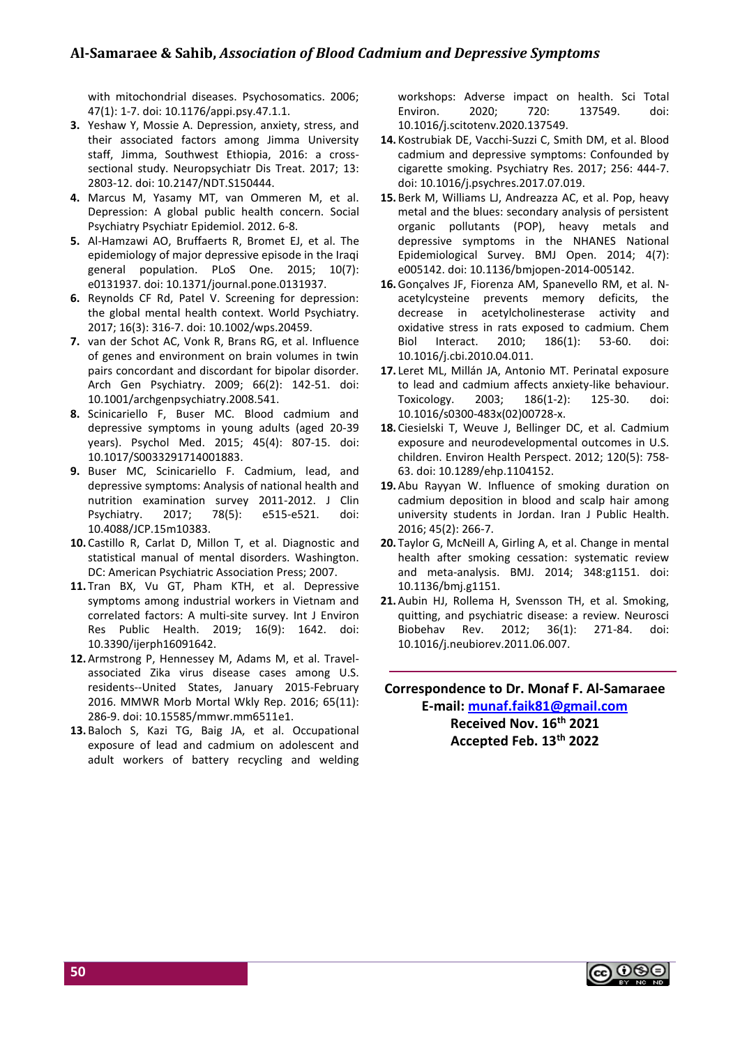with mitochondrial diseases. Psychosomatics. 2006; 47(1): 1-7. doi: 10.1176/appi.psy.47.1.1.

3. Yeshaw Y, Mossie A. Depression, anxiety, stress, and their associated factors among Jimma University staff, Jimma, Southwest Ethiopia, 2016: a cross-sectional study. Neuropsychiatr Dis Treat. 2017; 13: 2803-12. doi: 10.2147/NDT.S150444.
4. Marcus M, Yasamy MT, van Ommeren M, et al. Depression: A global public health concern. Social Psychiatry Psychiatr Epidemiol. 2012. 6-8.
5. Al-Hamzawi AO, Bruffaerts R, Bromet EJ, et al. The epidemiology of major depressive episode in the Iraqi general population. PLoS One. 2015; 10(7): e0131937. doi: 10.1371/journal.pone.0131937.
6. Reynolds CF Rd, Patel V. Screening for depression: the global mental health context. World Psychiatry. 2017; 16(3): 316-7. doi: 10.1002/wps.20459.
7. van der Schot AC, Vonk R, Brans RG, et al. Influence of genes and environment on brain volumes in twin pairs concordant and discordant for bipolar disorder. Arch Gen Psychiatry. 2009; 66(2): 142-51. doi: 10.1001/archgenpsychiatry.2008.541.
8. Scinicariello F, Buser MC. Blood cadmium and depressive symptoms in young adults (aged 20-39 years). Psychol Med. 2015; 45(4): 807-15. doi: 10.1017/S0033291714001883.
9. Buser MC, Scinicariello F. Cadmium, lead, and depressive symptoms: Analysis of national health and nutrition examination survey 2011-2012. J Clin Psychiatry. 2017; 78(5): e515-e521. doi: 10.4088/JCP.15m10383.
10. Castillo R, Carlat D, Millon T, et al. Diagnostic and statistical manual of mental disorders. Washington. DC: American Psychiatric Association Press; 2007.
11. Tran BX, Vu GT, Pham KTH, et al. Depressive symptoms among industrial workers in Vietnam and correlated factors: A multi-site survey. Int J Environ Res Public Health. 2019; 16(9): 1642. doi: 10.3390/ijerph16091642.
12. Armstrong P, Hennessey M, Adams M, et al. Travel-associated Zika virus disease cases among U.S. residents--United States, January 2015-February 2016. MMWR Morb Mortal Wkly Rep. 2016; 65(11): 286-9. doi: 10.15585/mmwr.mm6511e1.
13. Baloch S, Kazi TG, Baig JA, et al. Occupational exposure of lead and cadmium on adolescent and adult workers of battery recycling and welding workshops: Adverse impact on health. Sci Total Environ. 2020; 720: 137549. doi: 10.1016/j.scitotenv.2020.137549.
14. Kostrubiak DE, Vacchi-Suzzi C, Smith DM, et al. Blood cadmium and depressive symptoms: Confounded by cigarette smoking. Psychiatry Res. 2017; 256: 444-7. doi: 10.1016/j.psychres.2017.07.019.
15. Berk M, Williams LJ, Andreazza AC, et al. Pop, heavy metal and the blues: secondary analysis of persistent organic pollutants (POP), heavy metals and depressive symptoms in the NHANES National Epidemiological Survey. BMJ Open. 2014; 4(7): e005142. doi: 10.1136/bmjopen-2014-005142.
16. Gonçalves JF, Fiorenza AM, Spanevello RM, et al. N-acetylcysteine prevents memory deficits, the decrease in acetylcholinesterase activity and oxidative stress in rats exposed to cadmium. Chem Biol Interact. 2010; 186(1): 53-60. doi: 10.1016/j.cbi.2010.04.011.
17. Leret ML, Millán JA, Antonio MT. Perinatal exposure to lead and cadmium affects anxiety-like behaviour. Toxicology. 2003; 186(1-2): 125-30. doi: 10.1016/s0300-483x(02)00728-x.
18. Ciesielski T, Weuve J, Bellinger DC, et al. Cadmium exposure and neurodevelopmental outcomes in U.S. children. Environ Health Perspect. 2012; 120(5): 758-63. doi: 10.1289/ehp.1104152.
19. Abu Rayyan W. Influence of smoking duration on cadmium deposition in blood and scalp hair among university students in Jordan. Iran J Public Health. 2016; 45(2): 266-7.
20. Taylor G, McNeill A, Girling A, et al. Change in mental health after smoking cessation: systematic review and meta-analysis. BMJ. 2014; 348:g1151. doi: 10.1136/bmj.g1151.
21. Aubin HJ, Rollema H, Svensson TH, et al. Smoking, quitting, and psychiatric disease: a review. Neurosci Biobehav Rev. 2012; 36(1): 271-84. doi: 10.1016/j.neubiorev.2011.06.007.

**Correspondence to Dr. Monaf F. Al-Samaraee**
**E-mail: munaf.faik81@gmail.com**
**Received Nov. 16th 2021**
**Accepted Feb. 13th 2022**